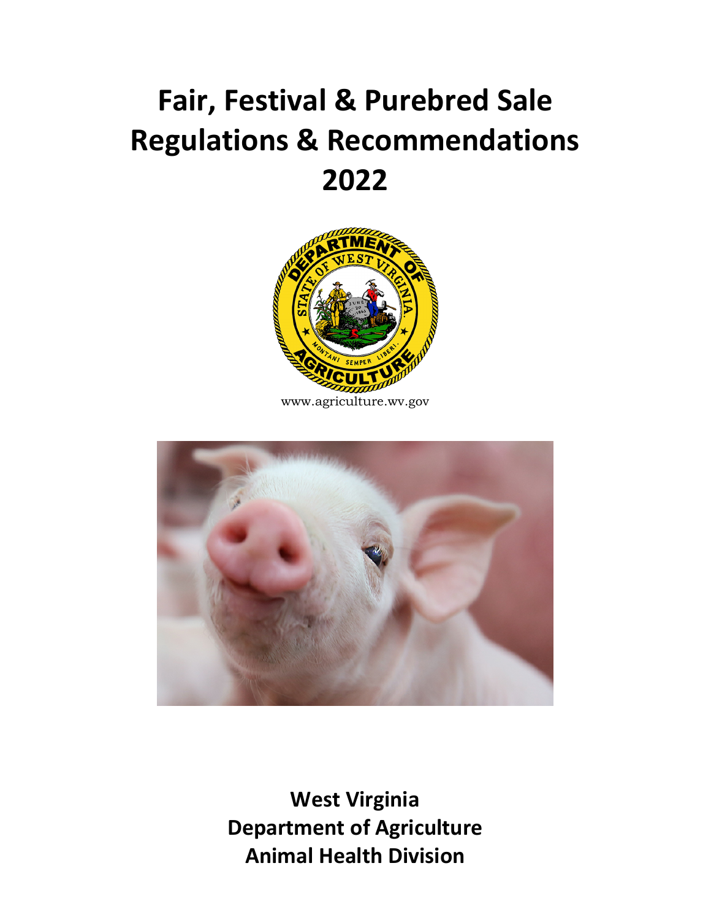# Fair, Festival & Purebred Sale Regulations & Recommendations 2022

www.agriculture.wv.gov

**West Virginia**
**Department of Agriculture**
**Animal Health Division**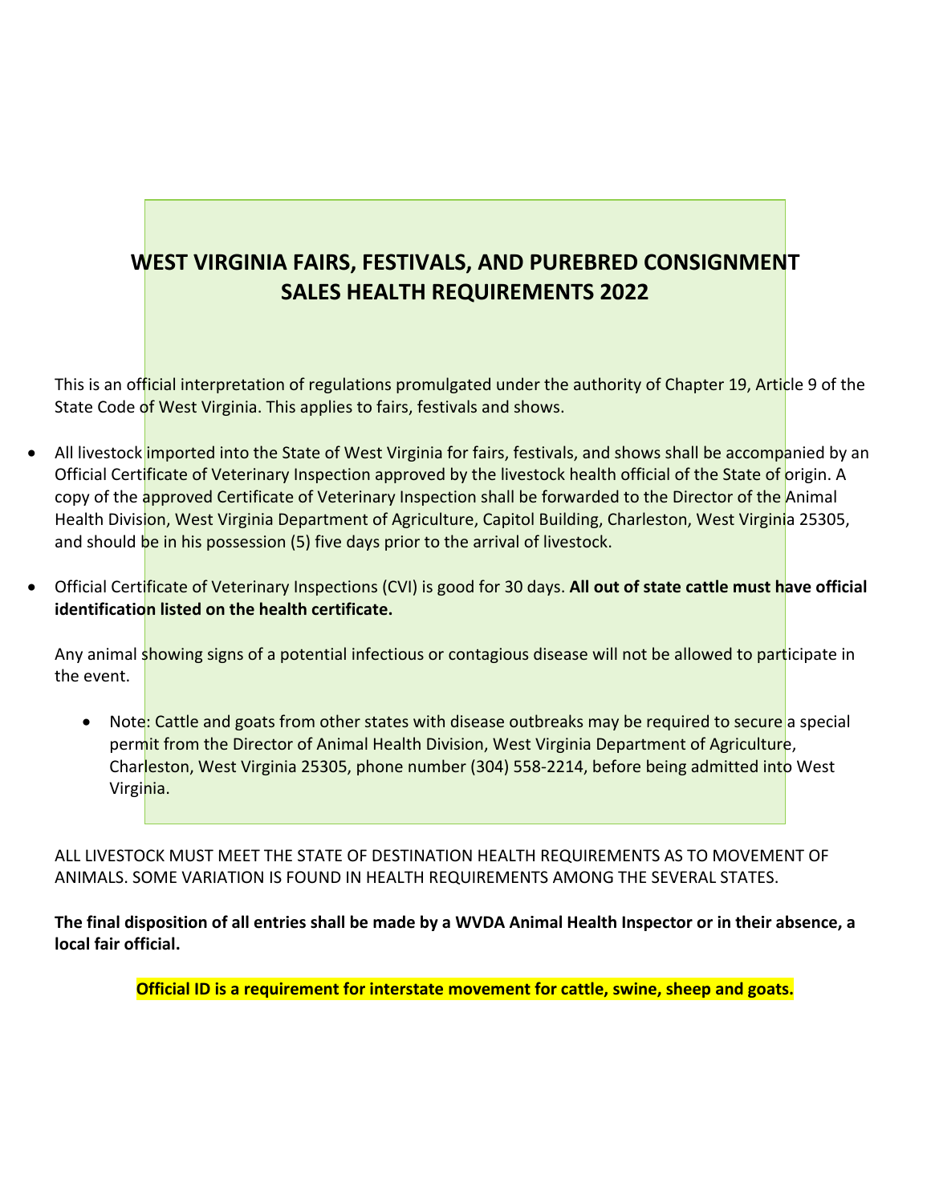# WEST VIRGINIA FAIRS, FESTIVALS, AND PUREBRED CONSIGNMENT SALES HEALTH REQUIREMENTS 2022

This is an official interpretation of regulations promulgated under the authority of Chapter 19, Article 9 of the State Code of West Virginia. This applies to fairs, festivals and shows.

- All livestock imported into the State of West Virginia for fairs, festivals, and shows shall be accompanied by an Official Certificate of Veterinary Inspection approved by the livestock health official of the State of origin. A copy of the approved Certificate of Veterinary Inspection shall be forwarded to the Director of the Animal Health Division, West Virginia Department of Agriculture, Capitol Building, Charleston, West Virginia 25305, and should be in his possession (5) five days prior to the arrival of livestock.
- Official Certificate of Veterinary Inspections (CVI) is good for 30 days. **All out of state cattle must have official identification listed on the health certificate.**

Any animal showing signs of a potential infectious or contagious disease will not be allowed to participate in the event.

- Note: Cattle and goats from other states with disease outbreaks may be required to secure a special permit from the Director of Animal Health Division, West Virginia Department of Agriculture, Charleston, West Virginia 25305, phone number (304) 558-2214, before being admitted into West Virginia.

ALL LIVESTOCK MUST MEET THE STATE OF DESTINATION HEALTH REQUIREMENTS AS TO MOVEMENT OF ANIMALS. SOME VARIATION IS FOUND IN HEALTH REQUIREMENTS AMONG THE SEVERAL STATES.

**The final disposition of all entries shall be made by a WVDA Animal Health Inspector or in their absence, a local fair official.**

**Official ID is a requirement for interstate movement for cattle, swine, sheep and goats.**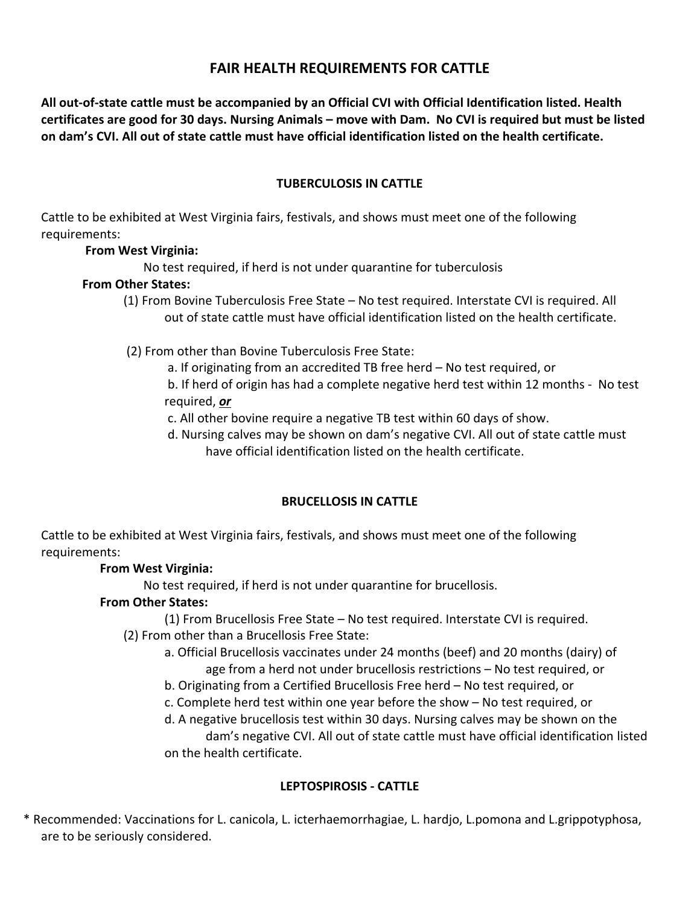# FAIR HEALTH REQUIREMENTS FOR CATTLE

**All out-of-state cattle must be accompanied by an Official CVI with Official Identification listed. Health certificates are good for 30 days. Nursing Animals – move with Dam. No CVI is required but must be listed on dam's CVI. All out of state cattle must have official identification listed on the health certificate.**

## TUBERCULOSIS IN CATTLE

Cattle to be exhibited at West Virginia fairs, festivals, and shows must meet one of the following requirements:

**From West Virginia:**

No test required, if herd is not under quarantine for tuberculosis

**From Other States:**

(1) From Bovine Tuberculosis Free State – No test required. Interstate CVI is required. All out of state cattle must have official identification listed on the health certificate.

(2) From other than Bovine Tuberculosis Free State:

a. If originating from an accredited TB free herd – No test required, or

b. If herd of origin has had a complete negative herd test within 12 months - No test required, ***or***

c. All other bovine require a negative TB test within 60 days of show.

d. Nursing calves may be shown on dam's negative CVI. All out of state cattle must have official identification listed on the health certificate.

## BRUCELLOSIS IN CATTLE

Cattle to be exhibited at West Virginia fairs, festivals, and shows must meet one of the following requirements:

**From West Virginia:**

No test required, if herd is not under quarantine for brucellosis.

**From Other States:**

(1) From Brucellosis Free State – No test required. Interstate CVI is required.

(2) From other than a Brucellosis Free State:

a. Official Brucellosis vaccinates under 24 months (beef) and 20 months (dairy) of age from a herd not under brucellosis restrictions – No test required, or

b. Originating from a Certified Brucellosis Free herd – No test required, or

c. Complete herd test within one year before the show – No test required, or

d. A negative brucellosis test within 30 days. Nursing calves may be shown on the dam's negative CVI. All out of state cattle must have official identification listed on the health certificate.

## LEPTOSPIROSIS - CATTLE

* Recommended: Vaccinations for L. canicola, L. icterhaemorrhagiae, L. hardjo, L.pomona and L.grippotyphosa, are to be seriously considered.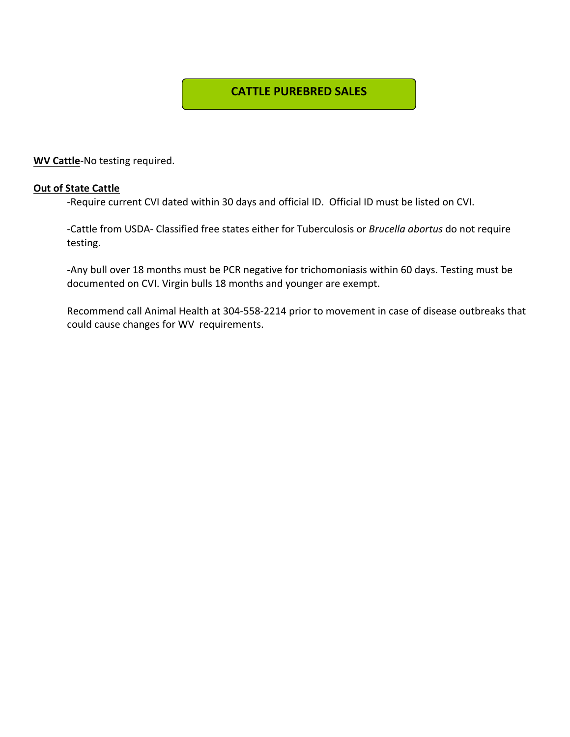# CATTLE PUREBRED SALES

**WV Cattle**-No testing required.

**Out of State Cattle**

-Require current CVI dated within 30 days and official ID. Official ID must be listed on CVI.

-Cattle from USDA- Classified free states either for Tuberculosis or *Brucella abortus* do not require testing.

-Any bull over 18 months must be PCR negative for trichomoniasis within 60 days. Testing must be documented on CVI. Virgin bulls 18 months and younger are exempt.

Recommend call Animal Health at 304-558-2214 prior to movement in case of disease outbreaks that could cause changes for WV requirements.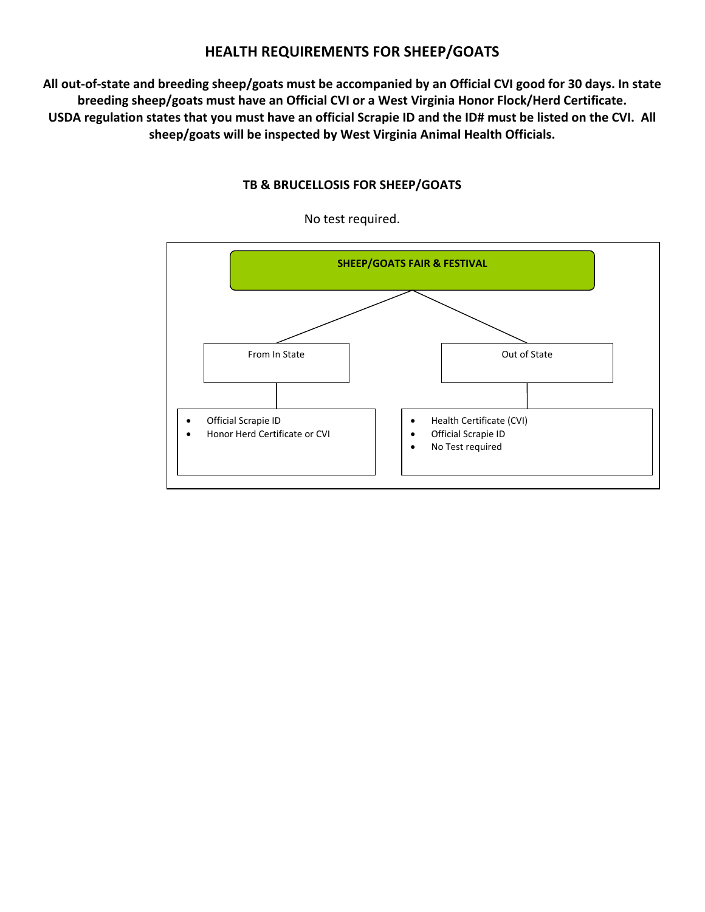# HEALTH REQUIREMENTS FOR SHEEP/GOATS

**All out-of-state and breeding sheep/goats must be accompanied by an Official CVI good for 30 days. In state breeding sheep/goats must have an Official CVI or a West Virginia Honor Flock/Herd Certificate. USDA regulation states that you must have an official Scrapie ID and the ID# must be listed on the CVI. All sheep/goats will be inspected by West Virginia Animal Health Officials.**

## TB & BRUCELLOSIS FOR SHEEP/GOATS

No test required.

**SHEEP/GOATS FAIR & FESTIVAL**

From In State

- Official Scrapie ID
- Honor Herd Certificate or CVI

Out of State

- Health Certificate (CVI)
- Official Scrapie ID
- No Test required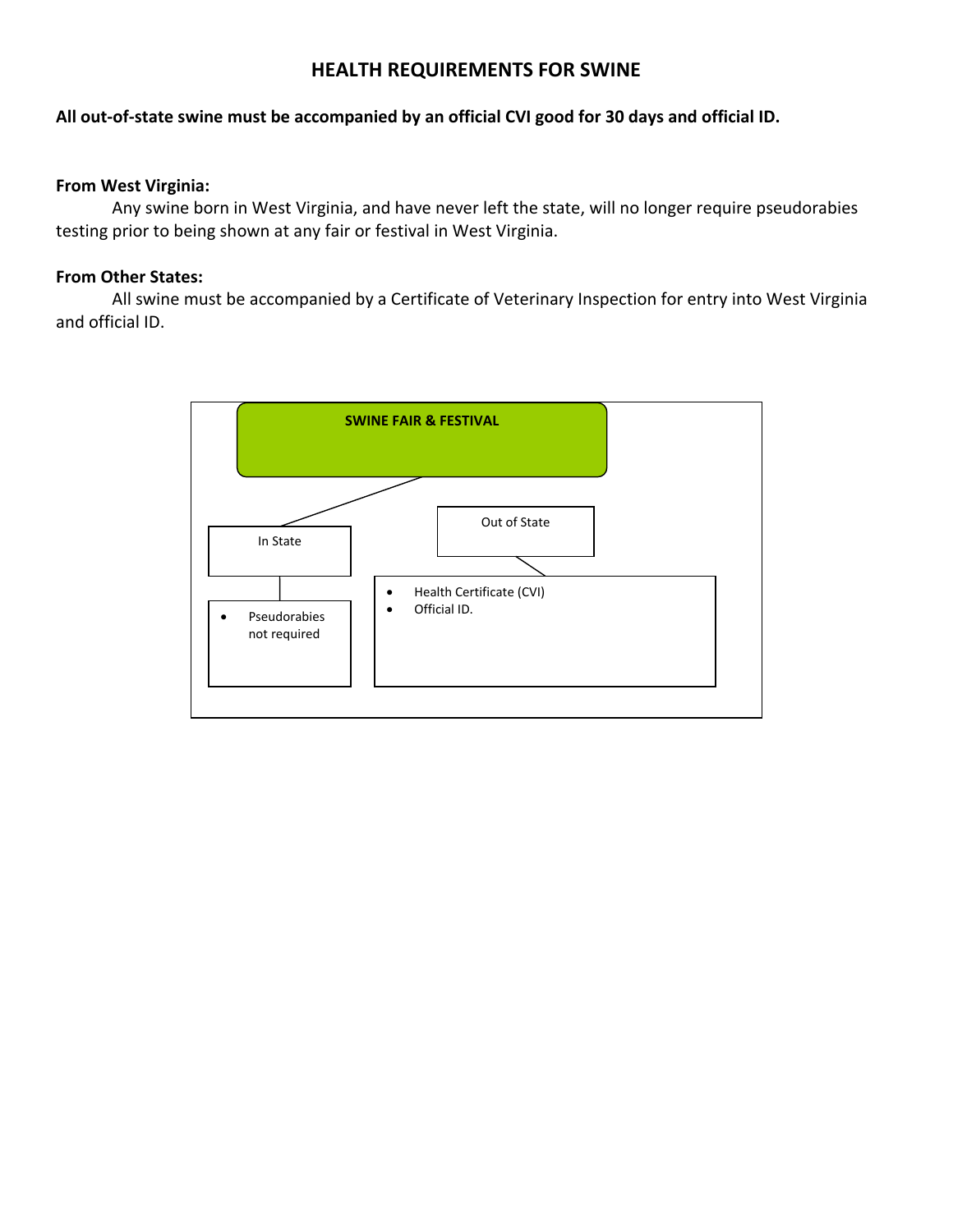# HEALTH REQUIREMENTS FOR SWINE

**All out-of-state swine must be accompanied by an official CVI good for 30 days and official ID.**

**From West Virginia:**

Any swine born in West Virginia, and have never left the state, will no longer require pseudorabies testing prior to being shown at any fair or festival in West Virginia.

**From Other States:**

All swine must be accompanied by a Certificate of Veterinary Inspection for entry into West Virginia and official ID.

**SWINE FAIR & FESTIVAL**

In State

- Pseudorabies not required

Out of State

- Health Certificate (CVI)
- Official ID.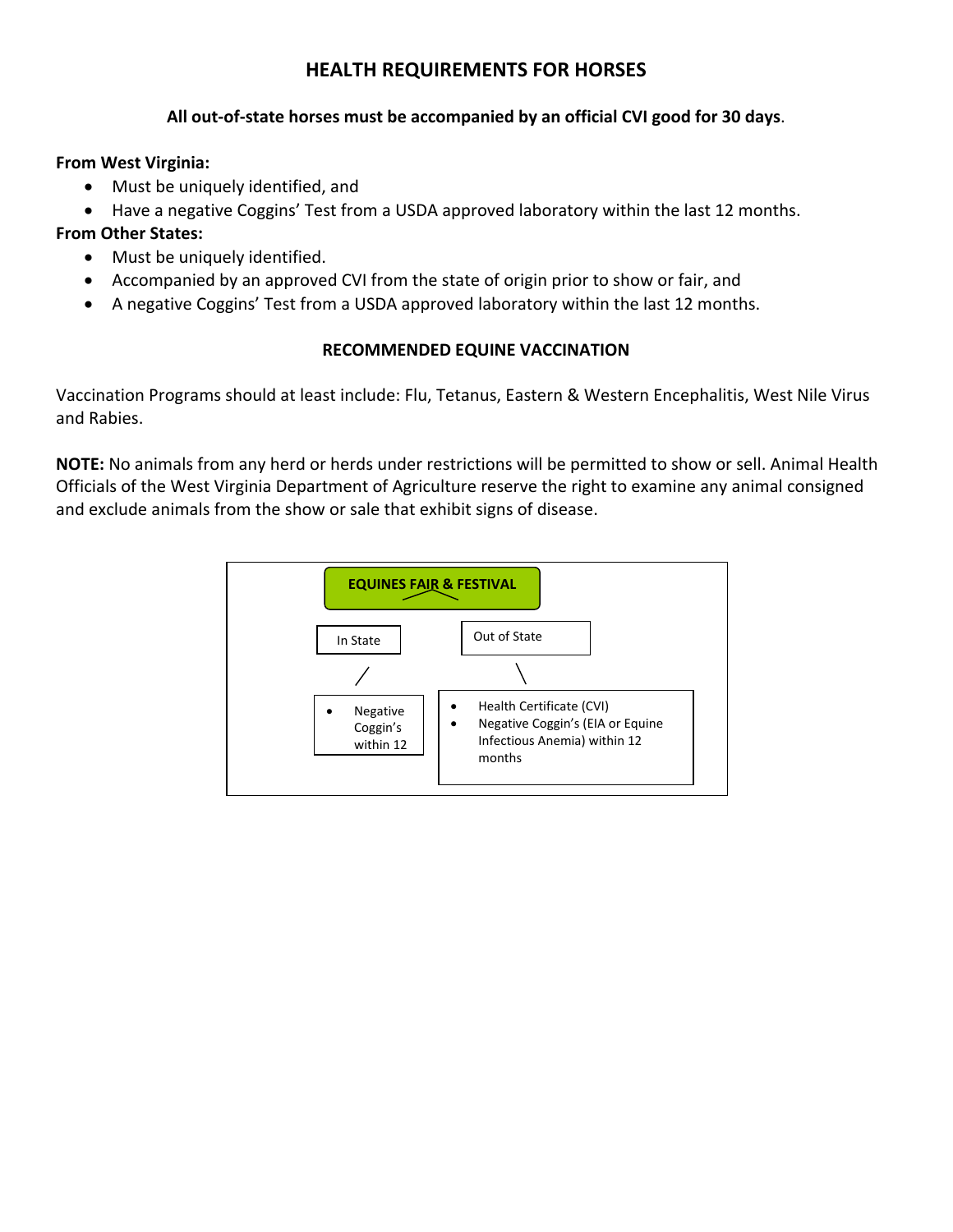## HEALTH REQUIREMENTS FOR HORSES

**All out-of-state horses must be accompanied by an official CVI good for 30 days**.

**From West Virginia:**

- Must be uniquely identified, and
- Have a negative Coggins' Test from a USDA approved laboratory within the last 12 months.

**From Other States:**

- Must be uniquely identified.
- Accompanied by an approved CVI from the state of origin prior to show or fair, and
- A negative Coggins' Test from a USDA approved laboratory within the last 12 months.

### RECOMMENDED EQUINE VACCINATION

Vaccination Programs should at least include: Flu, Tetanus, Eastern & Western Encephalitis, West Nile Virus and Rabies.

**NOTE:** No animals from any herd or herds under restrictions will be permitted to show or sell. Animal Health Officials of the West Virginia Department of Agriculture reserve the right to examine any animal consigned and exclude animals from the show or sale that exhibit signs of disease.

**EQUINES FAIR & FESTIVAL**

**In State**

- Negative Coggin's within 12

**Out of State**

- Health Certificate (CVI)
- Negative Coggin's (EIA or Equine Infectious Anemia) within 12 months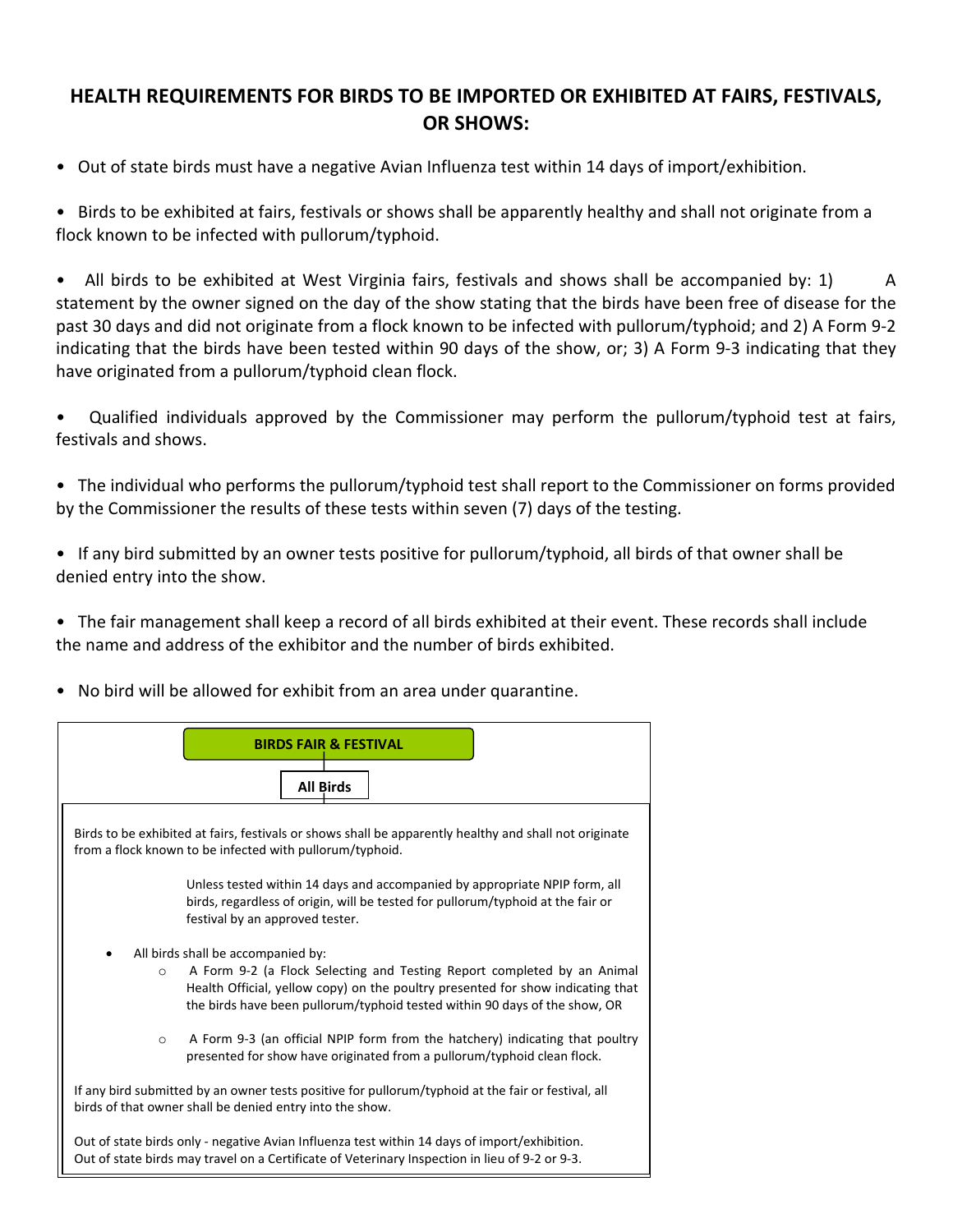## HEALTH REQUIREMENTS FOR BIRDS TO BE IMPORTED OR EXHIBITED AT FAIRS, FESTIVALS, OR SHOWS:

- Out of state birds must have a negative Avian Influenza test within 14 days of import/exhibition.

- Birds to be exhibited at fairs, festivals or shows shall be apparently healthy and shall not originate from a flock known to be infected with pullorum/typhoid.

- All birds to be exhibited at West Virginia fairs, festivals and shows shall be accompanied by: 1) A statement by the owner signed on the day of the show stating that the birds have been free of disease for the past 30 days and did not originate from a flock known to be infected with pullorum/typhoid; and 2) A Form 9-2 indicating that the birds have been tested within 90 days of the show, or; 3) A Form 9-3 indicating that they have originated from a pullorum/typhoid clean flock.

- Qualified individuals approved by the Commissioner may perform the pullorum/typhoid test at fairs, festivals and shows.

- The individual who performs the pullorum/typhoid test shall report to the Commissioner on forms provided by the Commissioner the results of these tests within seven (7) days of the testing.

- If any bird submitted by an owner tests positive for pullorum/typhoid, all birds of that owner shall be denied entry into the show.

- The fair management shall keep a record of all birds exhibited at their event. These records shall include the name and address of the exhibitor and the number of birds exhibited.

- No bird will be allowed for exhibit from an area under quarantine.

**BIRDS FAIR & FESTIVAL**

**All Birds**

Birds to be exhibited at fairs, festivals or shows shall be apparently healthy and shall not originate from a flock known to be infected with pullorum/typhoid.

Unless tested within 14 days and accompanied by appropriate NPIP form, all birds, regardless of origin, will be tested for pullorum/typhoid at the fair or festival by an approved tester.

- All birds shall be accompanied by:
  - A Form 9-2 (a Flock Selecting and Testing Report completed by an Animal Health Official, yellow copy) on the poultry presented for show indicating that the birds have been pullorum/typhoid tested within 90 days of the show, OR
  - A Form 9-3 (an official NPIP form from the hatchery) indicating that poultry presented for show have originated from a pullorum/typhoid clean flock.

If any bird submitted by an owner tests positive for pullorum/typhoid at the fair or festival, all birds of that owner shall be denied entry into the show.

Out of state birds only - negative Avian Influenza test within 14 days of import/exhibition.
Out of state birds may travel on a Certificate of Veterinary Inspection in lieu of 9-2 or 9-3.